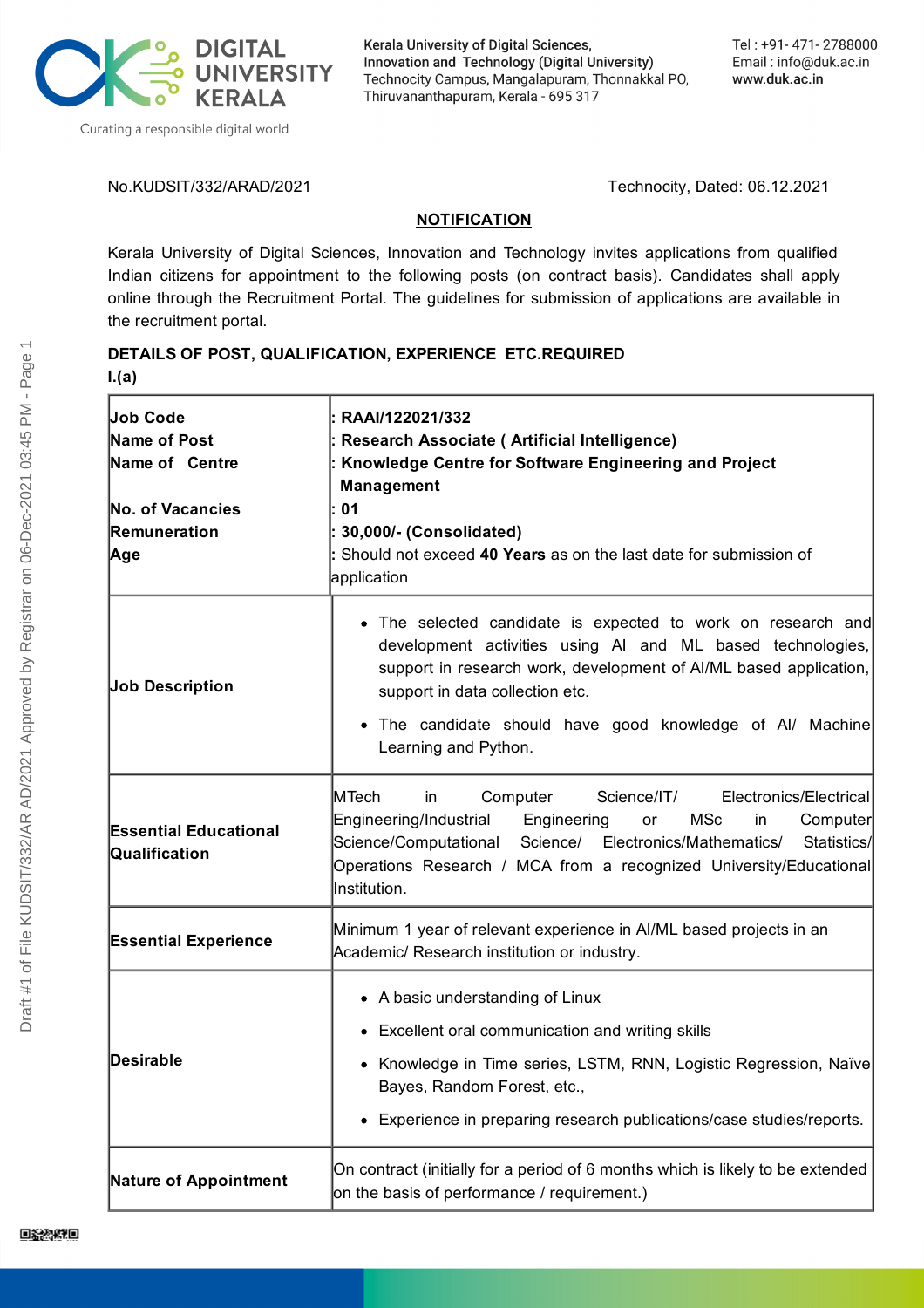**DIGITAL UNIVERSITY KERALA**

Curating a responsible digital world

Kerala University of Digital Sciences, Innovation and Technology (Digital University)
Technocity Campus, Mangalapuram, Thonnakkal PO, Thiruvananthapuram, Kerala - 695 317

Tel : +91- 471- 2788000
Email : info@duk.ac.in
www.duk.ac.in

No.KUDSIT/332/ARAD/2021 Technocity, Dated: 06.12.2021

## NOTIFICATION

Kerala University of Digital Sciences, Innovation and Technology invites applications from qualified Indian citizens for appointment to the following posts (on contract basis). Candidates shall apply online through the Recruitment Portal. The guidelines for submission of applications are available in the recruitment portal.

**DETAILS OF POST, QUALIFICATION, EXPERIENCE ETC.REQUIRED**

**I.(a)**

| | |
|---|---|
| **Job Code**<br>**Name of Post**<br>**Name of Centre**<br><br>**No. of Vacancies**<br>**Remuneration**<br>**Age** | : **RAAI/122021/332**<br>: **Research Associate ( Artificial Intelligence)**<br>: **Knowledge Centre for Software Engineering and Project Management**<br>: **01**<br>: **30,000/- (Consolidated)**<br>: Should not exceed **40 Years** as on the last date for submission of application |
| **Job Description** | • The selected candidate is expected to work on research and development activities using AI and ML based technologies, support in research work, development of AI/ML based application, support in data collection etc.<br>• The candidate should have good knowledge of AI/ Machine Learning and Python. |
| **Essential Educational Qualification** | MTech in Computer Science/IT/ Electronics/Electrical Engineering/Industrial Engineering or MSc in Computer Science/Computational Science/ Electronics/Mathematics/ Statistics/ Operations Research / MCA from a recognized University/Educational Institution. |
| **Essential Experience** | Minimum 1 year of relevant experience in AI/ML based projects in an Academic/ Research institution or industry. |
| **Desirable** | • A basic understanding of Linux<br>• Excellent oral communication and writing skills<br>• Knowledge in Time series, LSTM, RNN, Logistic Regression, Naïve Bayes, Random Forest, etc.,<br>• Experience in preparing research publications/case studies/reports. |
| **Nature of Appointment** | On contract (initially for a period of 6 months which is likely to be extended on the basis of performance / requirement.) |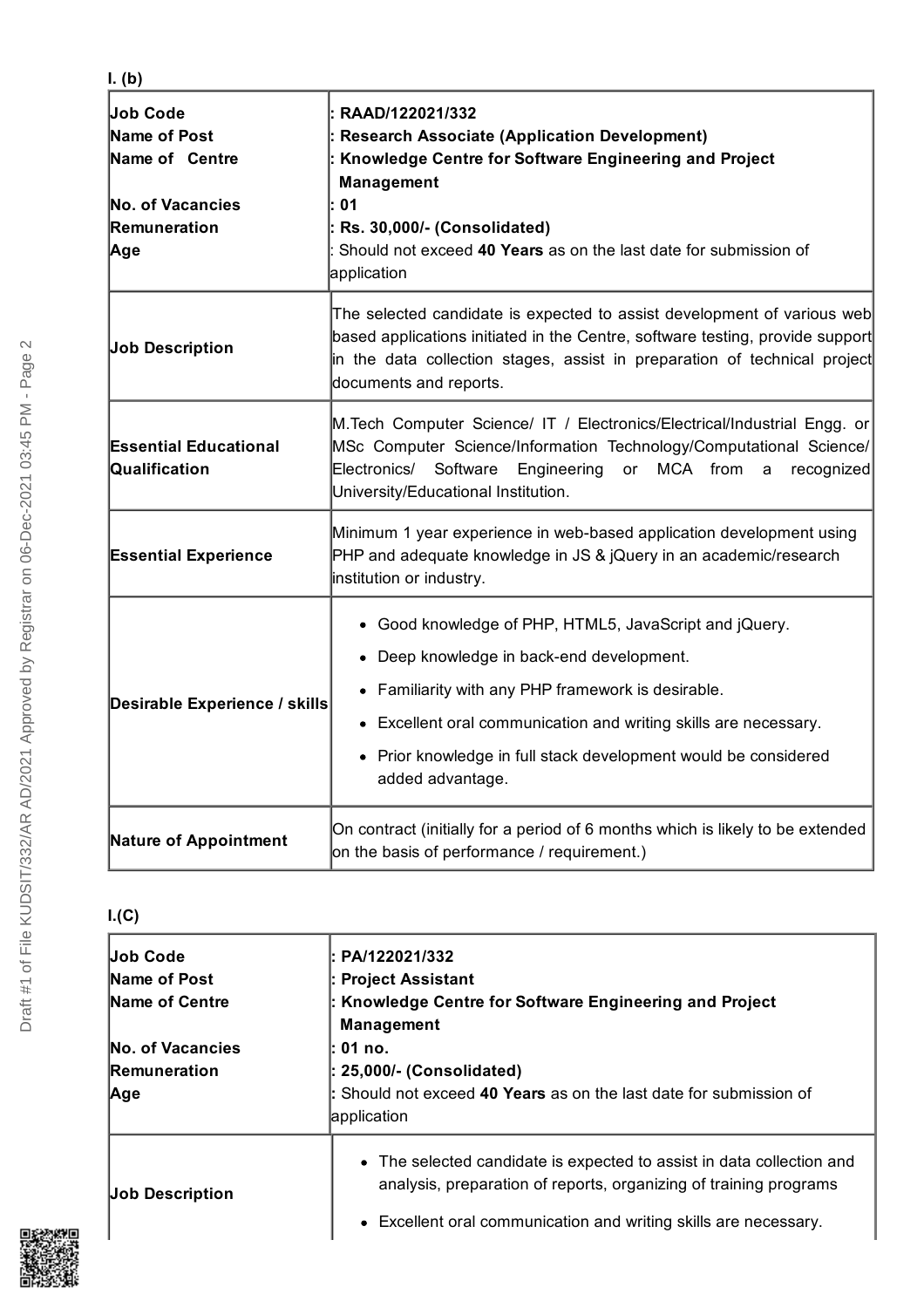**I. (b)**

| | |
|---|---|
| **Job Code**<br>**Name of Post**<br>**Name of Centre**<br><br>**No. of Vacancies**<br>**Remuneration**<br>**Age** | **: RAAD/122021/332**<br>**: Research Associate (Application Development)**<br>**: Knowledge Centre for Software Engineering and Project Management**<br>**: 01**<br>**: Rs. 30,000/- (Consolidated)**<br>: Should not exceed **40 Years** as on the last date for submission of application |
| **Job Description** | The selected candidate is expected to assist development of various web based applications initiated in the Centre, software testing, provide support in the data collection stages, assist in preparation of technical project documents and reports. |
| **Essential Educational Qualification** | M.Tech Computer Science/ IT / Electronics/Electrical/Industrial Engg. or MSc Computer Science/Information Technology/Computational Science/ Electronics/ Software Engineering or MCA from a recognized University/Educational Institution. |
| **Essential Experience** | Minimum 1 year experience in web-based application development using PHP and adequate knowledge in JS & jQuery in an academic/research institution or industry. |
| **Desirable Experience / skills** | • Good knowledge of PHP, HTML5, JavaScript and jQuery.<br>• Deep knowledge in back-end development.<br>• Familiarity with any PHP framework is desirable.<br>• Excellent oral communication and writing skills are necessary.<br>• Prior knowledge in full stack development would be considered added advantage. |
| **Nature of Appointment** | On contract (initially for a period of 6 months which is likely to be extended on the basis of performance / requirement.) |

**I.(C)**

| | |
|---|---|
| **Job Code**<br>**Name of Post**<br>**Name of Centre**<br><br>**No. of Vacancies**<br>**Remuneration**<br>**Age** | **: PA/122021/332**<br>**: Project Assistant**<br>**: Knowledge Centre for Software Engineering and Project Management**<br>**: 01 no.**<br>**: 25,000/- (Consolidated)**<br>**:** Should not exceed **40 Years** as on the last date for submission of application |
| **Job Description** | • The selected candidate is expected to assist in data collection and analysis, preparation of reports, organizing of training programs<br>• Excellent oral communication and writing skills are necessary. |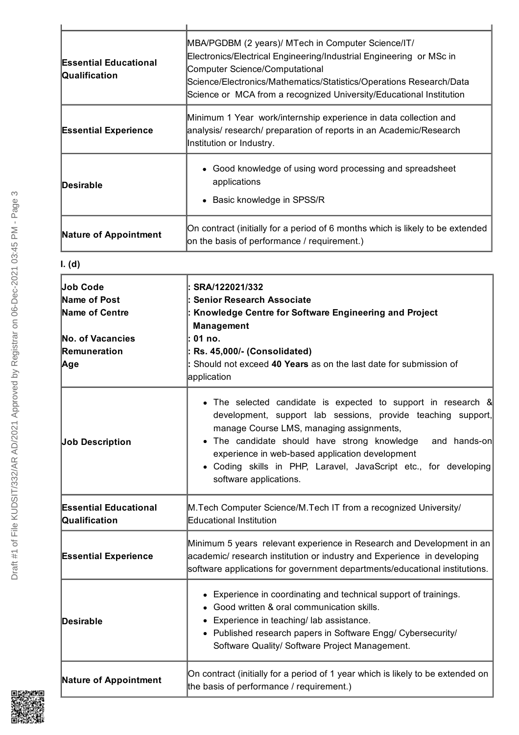| | |
|---|---|
| **Essential Educational Qualification** | MBA/PGDBM (2 years)/ MTech in Computer Science/IT/ Electronics/Electrical Engineering/Industrial Engineering or MSc in Computer Science/Computational Science/Electronics/Mathematics/Statistics/Operations Research/Data Science or MCA from a recognized University/Educational Institution |
| **Essential Experience** | Minimum 1 Year work/internship experience in data collection and analysis/ research/ preparation of reports in an Academic/Research Institution or Industry. |
| **Desirable** | • Good knowledge of using word processing and spreadsheet applications<br>• Basic knowledge in SPSS/R |
| **Nature of Appointment** | On contract (initially for a period of 6 months which is likely to be extended on the basis of performance / requirement.) |

**I. (d)**

| | |
|---|---|
| **Job Code**<br>**Name of Post**<br>**Name of Centre**<br><br>**No. of Vacancies**<br>**Remuneration**<br>**Age** | **: SRA/122021/332**<br>**: Senior Research Associate**<br>**: Knowledge Centre for Software Engineering and Project Management**<br>**: 01 no.**<br>**: Rs. 45,000/- (Consolidated)**<br>: Should not exceed **40 Years** as on the last date for submission of application |
| **Job Description** | • The selected candidate is expected to support in research & development, support lab sessions, provide teaching support, manage Course LMS, managing assignments,<br>• The candidate should have strong knowledge and hands-on experience in web-based application development<br>• Coding skills in PHP, Laravel, JavaScript etc., for developing software applications. |
| **Essential Educational Qualification** | M.Tech Computer Science/M.Tech IT from a recognized University/ Educational Institution |
| **Essential Experience** | Minimum 5 years relevant experience in Research and Development in an academic/ research institution or industry and Experience in developing software applications for government departments/educational institutions. |
| **Desirable** | • Experience in coordinating and technical support of trainings.<br>• Good written & oral communication skills.<br>• Experience in teaching/ lab assistance.<br>• Published research papers in Software Engg/ Cybersecurity/ Software Quality/ Software Project Management. |
| **Nature of Appointment** | On contract (initially for a period of 1 year which is likely to be extended on the basis of performance / requirement.) |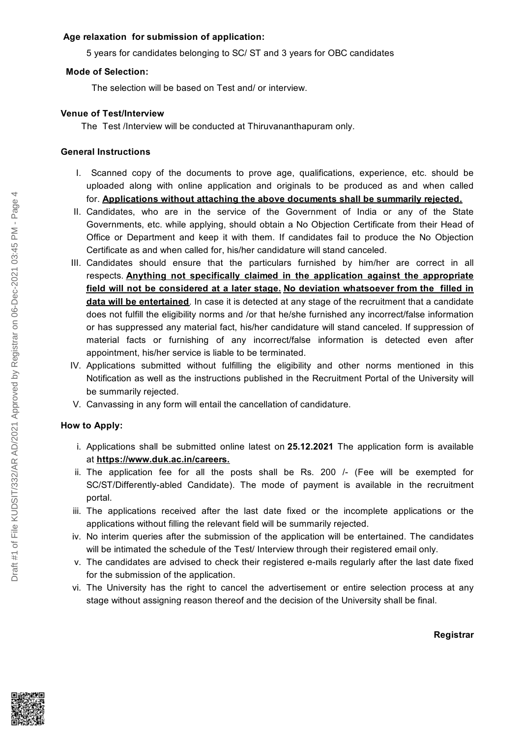**Age relaxation for submission of application:**

5 years for candidates belonging to SC/ ST and 3 years for OBC candidates

**Mode of Selection:**

The selection will be based on Test and/ or interview.

**Venue of Test/Interview**

The Test /Interview will be conducted at Thiruvananthapuram only.

**General Instructions**

I. Scanned copy of the documents to prove age, qualifications, experience, etc. should be uploaded along with online application and originals to be produced as and when called for. **Applications without attaching the above documents shall be summarily rejected.**

II. Candidates, who are in the service of the Government of India or any of the State Governments, etc. while applying, should obtain a No Objection Certificate from their Head of Office or Department and keep it with them. If candidates fail to produce the No Objection Certificate as and when called for, his/her candidature will stand canceled.

III. Candidates should ensure that the particulars furnished by him/her are correct in all respects. **Anything not specifically claimed in the application against the appropriate field will not be considered at a later stage. No deviation whatsoever from the filled in data will be entertained**. In case it is detected at any stage of the recruitment that a candidate does not fulfill the eligibility norms and /or that he/she furnished any incorrect/false information or has suppressed any material fact, his/her candidature will stand canceled. If suppression of material facts or furnishing of any incorrect/false information is detected even after appointment, his/her service is liable to be terminated.

IV. Applications submitted without fulfilling the eligibility and other norms mentioned in this Notification as well as the instructions published in the Recruitment Portal of the University will be summarily rejected.

V. Canvassing in any form will entail the cancellation of candidature.

**How to Apply:**

i. Applications shall be submitted online latest on **25.12.2021** The application form is available at **https://www.duk.ac.in/careers.**

ii. The application fee for all the posts shall be Rs. 200 /- (Fee will be exempted for SC/ST/Differently-abled Candidate). The mode of payment is available in the recruitment portal.

iii. The applications received after the last date fixed or the incomplete applications or the applications without filling the relevant field will be summarily rejected.

iv. No interim queries after the submission of the application will be entertained. The candidates will be intimated the schedule of the Test/ Interview through their registered email only.

v. The candidates are advised to check their registered e-mails regularly after the last date fixed for the submission of the application.

vi. The University has the right to cancel the advertisement or entire selection process at any stage without assigning reason thereof and the decision of the University shall be final.

**Registrar**